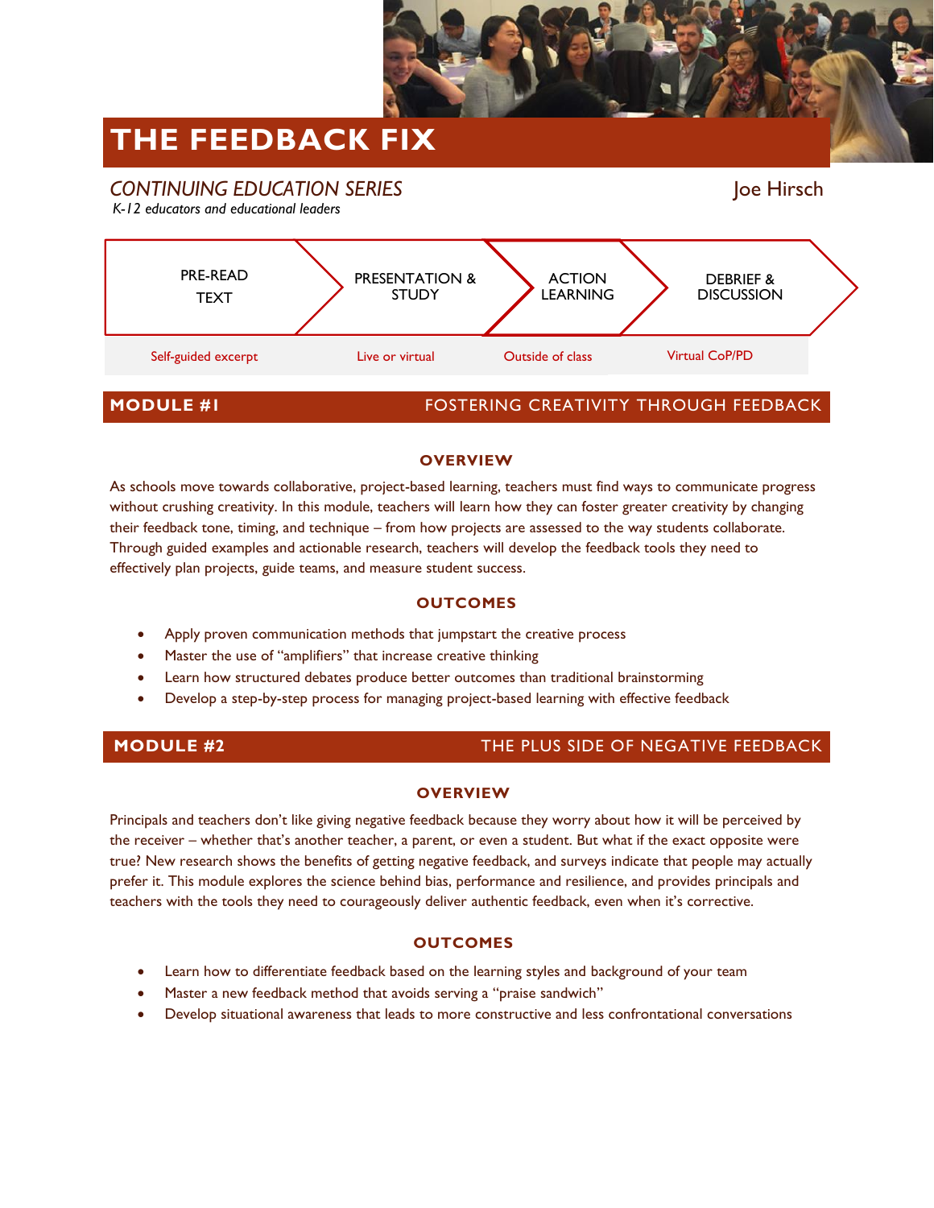# THE FEEDBACK FIX

*CONTINUING EDUCATION SERIES*
*K-12 educators and educational leaders*

Joe Hirsch

| PRE-READ TEXT | PRESENTATION & STUDY | ACTION LEARNING | DEBRIEF & DISCUSSION |
| --- | --- | --- | --- |
| Self-guided excerpt | Live or virtual | Outside of class | Virtual CoP/PD |

## MODULE #1 — FOSTERING CREATIVITY THROUGH FEEDBACK

### OVERVIEW

As schools move towards collaborative, project-based learning, teachers must find ways to communicate progress without crushing creativity. In this module, teachers will learn how they can foster greater creativity by changing their feedback tone, timing, and technique – from how projects are assessed to the way students collaborate. Through guided examples and actionable research, teachers will develop the feedback tools they need to effectively plan projects, guide teams, and measure student success.

### OUTCOMES

- Apply proven communication methods that jumpstart the creative process
- Master the use of "amplifiers" that increase creative thinking
- Learn how structured debates produce better outcomes than traditional brainstorming
- Develop a step-by-step process for managing project-based learning with effective feedback

## MODULE #2 — THE PLUS SIDE OF NEGATIVE FEEDBACK

### OVERVIEW

Principals and teachers don't like giving negative feedback because they worry about how it will be perceived by the receiver – whether that's another teacher, a parent, or even a student. But what if the exact opposite were true? New research shows the benefits of getting negative feedback, and surveys indicate that people may actually prefer it. This module explores the science behind bias, performance and resilience, and provides principals and teachers with the tools they need to courageously deliver authentic feedback, even when it's corrective.

### OUTCOMES

- Learn how to differentiate feedback based on the learning styles and background of your team
- Master a new feedback method that avoids serving a "praise sandwich"
- Develop situational awareness that leads to more constructive and less confrontational conversations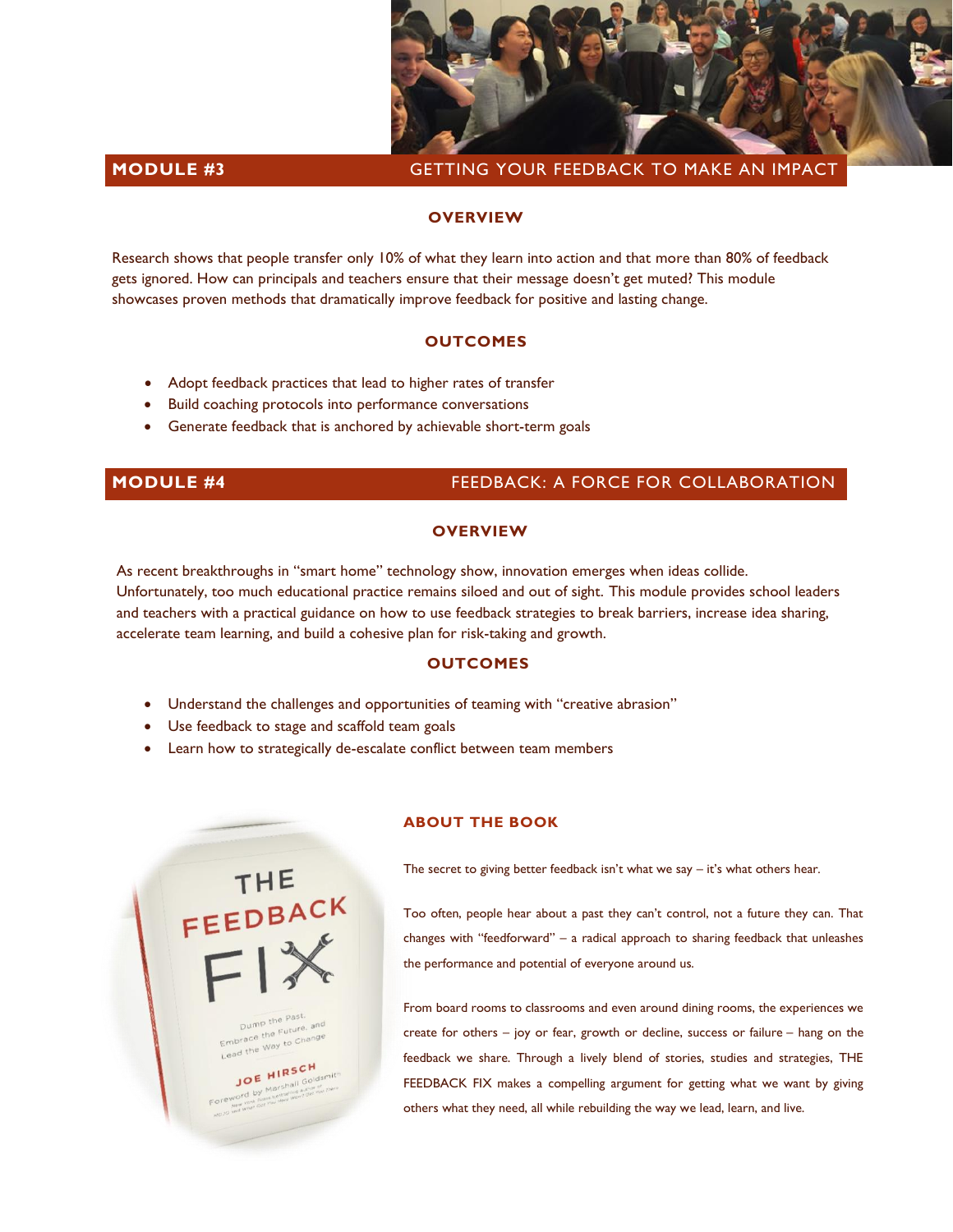## MODULE #3 GETTING YOUR FEEDBACK TO MAKE AN IMPACT

### OVERVIEW

Research shows that people transfer only 10% of what they learn into action and that more than 80% of feedback gets ignored. How can principals and teachers ensure that their message doesn't get muted? This module showcases proven methods that dramatically improve feedback for positive and lasting change.

### OUTCOMES

- Adopt feedback practices that lead to higher rates of transfer
- Build coaching protocols into performance conversations
- Generate feedback that is anchored by achievable short-term goals

## MODULE #4 FEEDBACK: A FORCE FOR COLLABORATION

### OVERVIEW

As recent breakthroughs in "smart home" technology show, innovation emerges when ideas collide. Unfortunately, too much educational practice remains siloed and out of sight. This module provides school leaders and teachers with a practical guidance on how to use feedback strategies to break barriers, increase idea sharing, accelerate team learning, and build a cohesive plan for risk-taking and growth.

### OUTCOMES

- Understand the challenges and opportunities of teaming with "creative abrasion"
- Use feedback to stage and scaffold team goals
- Learn how to strategically de-escalate conflict between team members

### ABOUT THE BOOK

The secret to giving better feedback isn't what we say – it's what others hear.

Too often, people hear about a past they can't control, not a future they can. That changes with "feedforward" – a radical approach to sharing feedback that unleashes the performance and potential of everyone around us.

From board rooms to classrooms and even around dining rooms, the experiences we create for others – joy or fear, growth or decline, success or failure – hang on the feedback we share. Through a lively blend of stories, studies and strategies, THE FEEDBACK FIX makes a compelling argument for getting what we want by giving others what they need, all while rebuilding the way we lead, learn, and live.